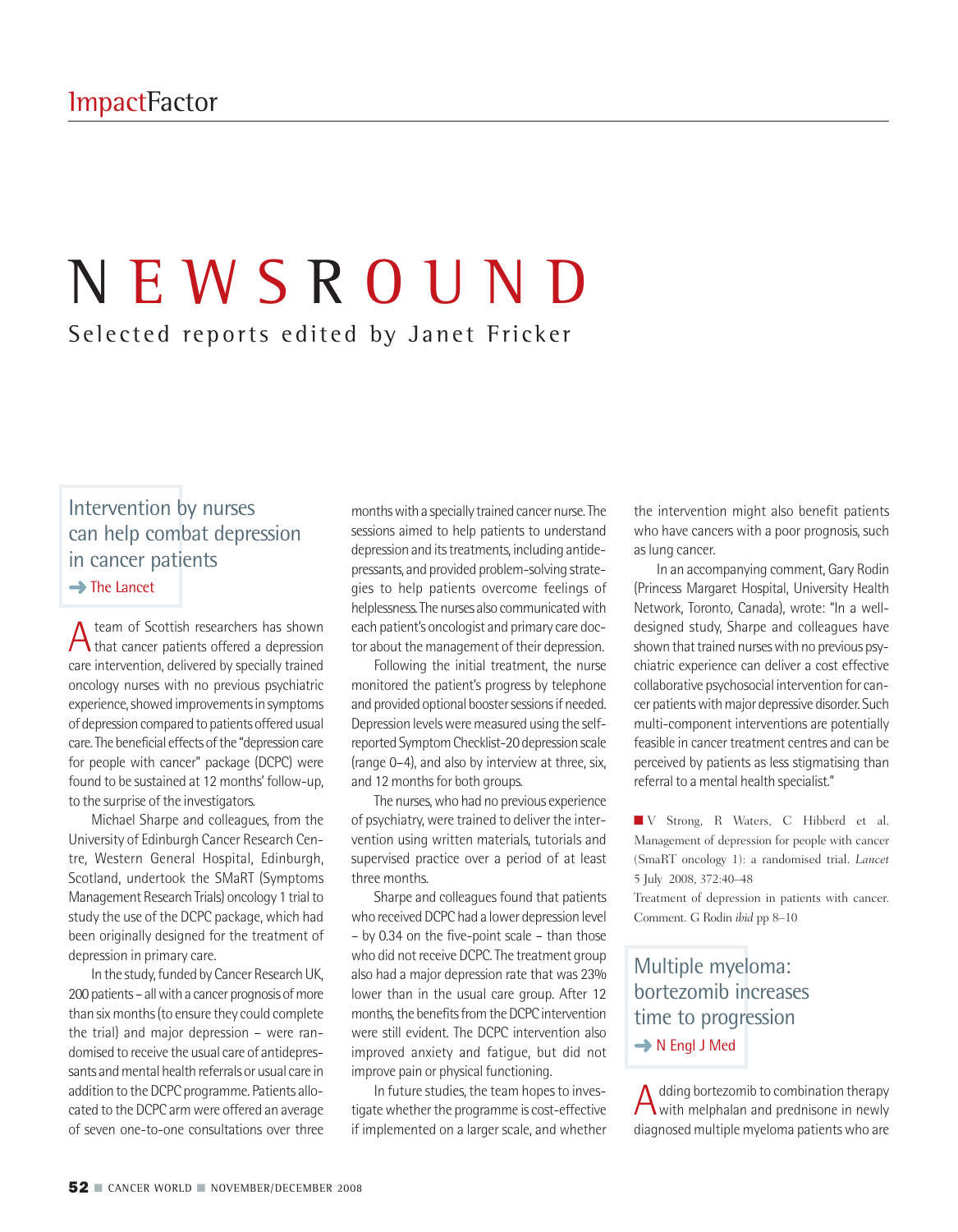# NEWSROUND

Selected reports edited by Janet Fricker

## Intervention by nurses can help combat depression in cancer patients

➜ The Lancet

A team of Scottish researchers has shown that cancer patients offered a depression care intervention, delivered by specially trained oncology nurses with no previous psychiatric experience, showed improvements in symptoms of depression compared to patients offered usual care. The beneficial effects of the "depression care for people with cancer" package (DCPC) were found to be sustained at 12 months' follow-up, to the surprise of the investigators.

Michael Sharpe and colleagues, from the University of Edinburgh Cancer Research Centre, Western General Hospital, Edinburgh, Scotland, undertook the SMaRT (Symptoms Management Research Trials) oncology 1 trial to study the use of the DCPC package, which had been originally designed for the treatment of depression in primary care.

In the study, funded by Cancer Research UK, 200 patients – all with a cancer prognosis of more than six months (to ensure they could complete the trial) and major depression – were randomised to receive the usual care of antidepressants and mental health referrals or usual care in addition to the DCPC programme. Patients allocated to the DCPC arm were offered an average of seven one-to-one consultations over three months with a specially trained cancer nurse. The sessions aimed to help patients to understand depression and its treatments, including antidepressants, and provided problem-solving strategies to help patients overcome feelings of helplessness. The nurses also communicated with each patient's oncologist and primary care doctor about the management of their depression.

Following the initial treatment, the nurse monitored the patient's progress by telephone and provided optional booster sessions if needed. Depression levels were measured using the self-reported Symptom Checklist-20 depression scale (range 0–4), and also by interview at three, six, and 12 months for both groups.

The nurses, who had no previous experience of psychiatry, were trained to deliver the intervention using written materials, tutorials and supervised practice over a period of at least three months.

Sharpe and colleagues found that patients who received DCPC had a lower depression level – by 0.34 on the five-point scale – than those who did not receive DCPC. The treatment group also had a major depression rate that was 23% lower than in the usual care group. After 12 months, the benefits from the DCPC intervention were still evident. The DCPC intervention also improved anxiety and fatigue, but did not improve pain or physical functioning.

In future studies, the team hopes to investigate whether the programme is cost-effective if implemented on a larger scale, and whether the intervention might also benefit patients who have cancers with a poor prognosis, such as lung cancer.

In an accompanying comment, Gary Rodin (Princess Margaret Hospital, University Health Network, Toronto, Canada), wrote: "In a well-designed study, Sharpe and colleagues have shown that trained nurses with no previous psychiatric experience can deliver a cost effective collaborative psychosocial intervention for cancer patients with major depressive disorder. Such multi-component interventions are potentially feasible in cancer treatment centres and can be perceived by patients as less stigmatising than referral to a mental health specialist."

■ V Strong, R Waters, C Hibberd et al. Management of depression for people with cancer (SmaRT oncology 1): a randomised trial. *Lancet* 5 July 2008, 372:40–48

Treatment of depression in patients with cancer. Comment. G Rodin *ibid* pp 8–10

## Multiple myeloma: bortezomib increases time to progression

➜ N Engl J Med

Adding bortezomib to combination therapy with melphalan and prednisone in newly diagnosed multiple myeloma patients who are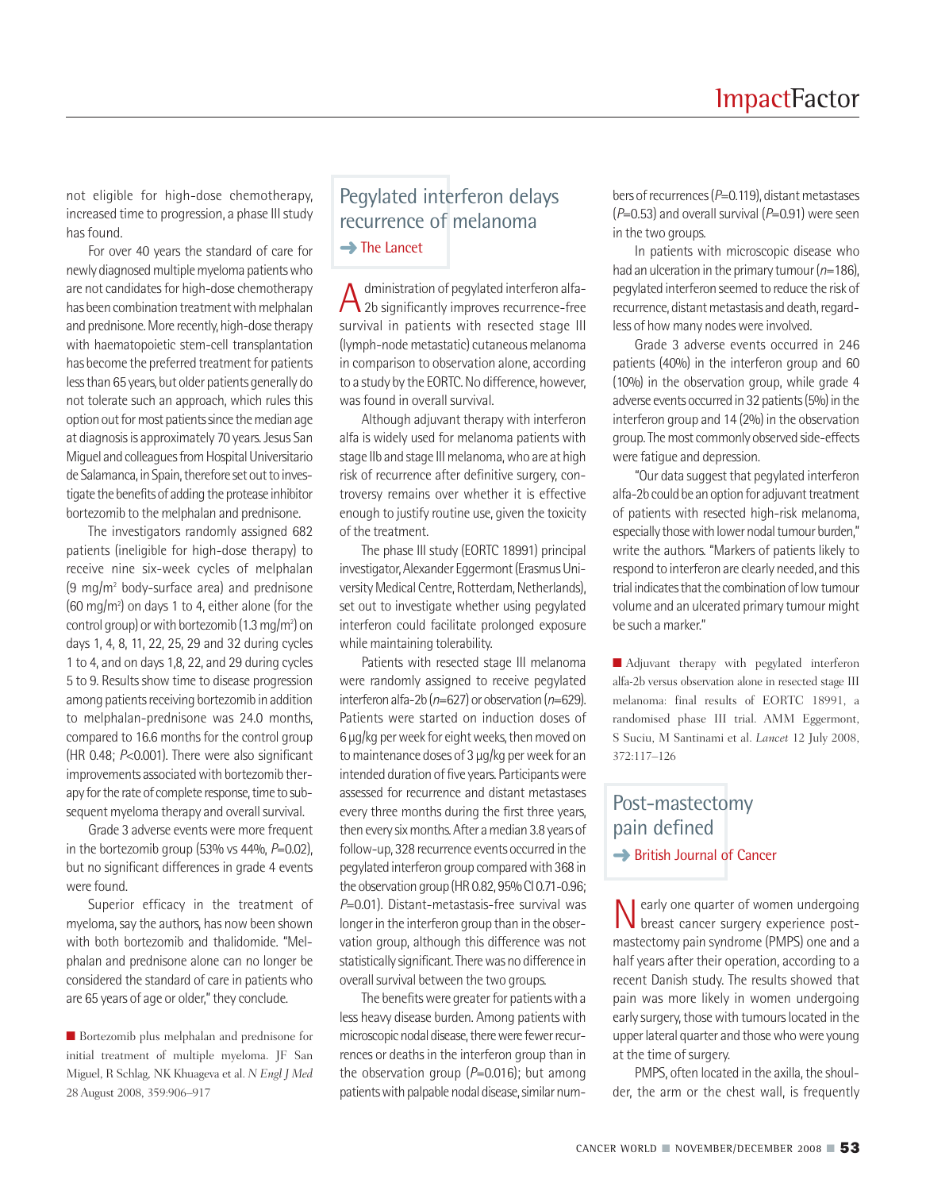not eligible for high-dose chemotherapy, increased time to progression, a phase III study has found.

For over 40 years the standard of care for newly diagnosed multiple myeloma patients who are not candidates for high-dose chemotherapy has been combination treatment with melphalan and prednisone. More recently, high-dose therapy with haematopoietic stem-cell transplantation has become the preferred treatment for patients less than 65 years, but older patients generally do not tolerate such an approach, which rules this option out for most patients since the median age at diagnosis is approximately 70 years. Jesus San Miguel and colleagues from Hospital Universitario de Salamanca, in Spain, therefore set out to investigate the benefits of adding the protease inhibitor bortezomib to the melphalan and prednisone.

The investigators randomly assigned 682 patients (ineligible for high-dose therapy) to receive nine six-week cycles of melphalan (9 mg/m$^2$ body-surface area) and prednisone (60 mg/m$^2$) on days 1 to 4, either alone (for the control group) or with bortezomib (1.3 mg/m$^2$) on days 1, 4, 8, 11, 22, 25, 29 and 32 during cycles 1 to 4, and on days 1,8, 22, and 29 during cycles 5 to 9. Results show time to disease progression among patients receiving bortezomib in addition to melphalan-prednisone was 24.0 months, compared to 16.6 months for the control group (HR 0.48; $P$<0.001). There were also significant improvements associated with bortezomib therapy for the rate of complete response, time to subsequent myeloma therapy and overall survival.

Grade 3 adverse events were more frequent in the bortezomib group (53% vs 44%, $P$=0.02), but no significant differences in grade 4 events were found.

Superior efficacy in the treatment of myeloma, say the authors, has now been shown with both bortezomib and thalidomide. "Melphalan and prednisone alone can no longer be considered the standard of care in patients who are 65 years of age or older," they conclude.

■ Bortezomib plus melphalan and prednisone for initial treatment of multiple myeloma. JF San Miguel, R Schlag, NK Khuageva et al. *N Engl J Med* 28 August 2008, 359:906–917

## Pegylated interferon delays recurrence of melanoma

➜ The Lancet

Administration of pegylated interferon alfa-2b significantly improves recurrence-free survival in patients with resected stage III (lymph-node metastatic) cutaneous melanoma in comparison to observation alone, according to a study by the EORTC. No difference, however, was found in overall survival.

Although adjuvant therapy with interferon alfa is widely used for melanoma patients with stage IIb and stage III melanoma, who are at high risk of recurrence after definitive surgery, controversy remains over whether it is effective enough to justify routine use, given the toxicity of the treatment.

The phase III study (EORTC 18991) principal investigator, Alexander Eggermont (Erasmus University Medical Centre, Rotterdam, Netherlands), set out to investigate whether using pegylated interferon could facilitate prolonged exposure while maintaining tolerability.

Patients with resected stage III melanoma were randomly assigned to receive pegylated interferon alfa-2b ($n$=627) or observation ($n$=629). Patients were started on induction doses of 6 µg/kg per week for eight weeks, then moved on to maintenance doses of 3 µg/kg per week for an intended duration of five years. Participants were assessed for recurrence and distant metastases every three months during the first three years, then every six months. After a median 3.8 years of follow-up, 328 recurrence events occurred in the pegylated interferon group compared with 368 in the observation group (HR 0.82, 95% CI 0.71–0.96; $P$=0.01). Distant-metastasis-free survival was longer in the interferon group than in the observation group, although this difference was not statistically significant. There was no difference in overall survival between the two groups.

The benefits were greater for patients with a less heavy disease burden. Among patients with microscopic nodal disease, there were fewer recurrences or deaths in the interferon group than in the observation group ($P$=0.016); but among patients with palpable nodal disease, similar numbers of recurrences ($P$=0.119), distant metastases ($P$=0.53) and overall survival ($P$=0.91) were seen in the two groups.

In patients with microscopic disease who had an ulceration in the primary tumour ($n$=186), pegylated interferon seemed to reduce the risk of recurrence, distant metastasis and death, regardless of how many nodes were involved.

Grade 3 adverse events occurred in 246 patients (40%) in the interferon group and 60 (10%) in the observation group, while grade 4 adverse events occurred in 32 patients (5%) in the interferon group and 14 (2%) in the observation group. The most commonly observed side-effects were fatigue and depression.

"Our data suggest that pegylated interferon alfa-2b could be an option for adjuvant treatment of patients with resected high-risk melanoma, especially those with lower nodal tumour burden," write the authors. "Markers of patients likely to respond to interferon are clearly needed, and this trial indicates that the combination of low tumour volume and an ulcerated primary tumour might be such a marker."

■ Adjuvant therapy with pegylated interferon alfa-2b versus observation alone in resected stage III melanoma: final results of EORTC 18991, a randomised phase III trial. AMM Eggermont, S Suciu, M Santinami et al. *Lancet* 12 July 2008, 372:117–126

## Post-mastectomy pain defined

➜ British Journal of Cancer

Nearly one quarter of women undergoing breast cancer surgery experience post-mastectomy pain syndrome (PMPS) one and a half years after their operation, according to a recent Danish study. The results showed that pain was more likely in women undergoing early surgery, those with tumours located in the upper lateral quarter and those who were young at the time of surgery.

PMPS, often located in the axilla, the shoulder, the arm or the chest wall, is frequently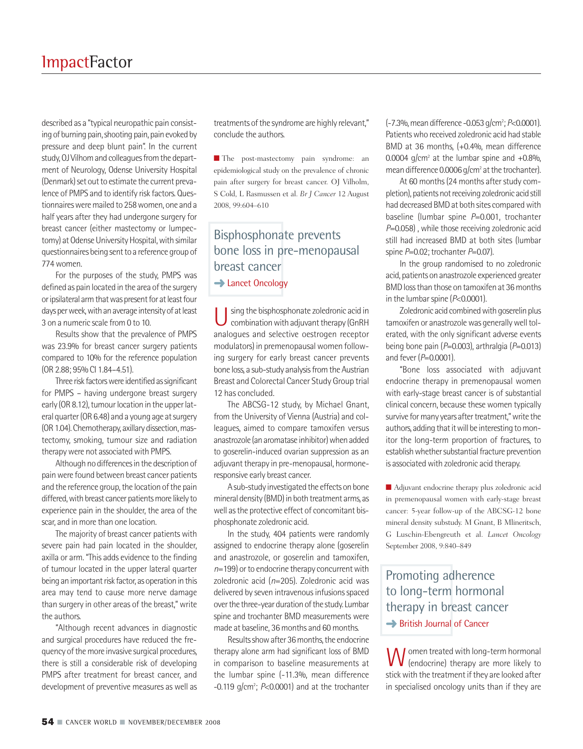described as a "typical neuropathic pain consisting of burning pain, shooting pain, pain evoked by pressure and deep blunt pain". In the current study, OJ Vilhom and colleagues from the department of Neurology, Odense University Hospital (Denmark) set out to estimate the current prevalence of PMPS and to identify risk factors. Questionnaires were mailed to 258 women, one and a half years after they had undergone surgery for breast cancer (either mastectomy or lumpectomy) at Odense University Hospital, with similar questionnaires being sent to a reference group of 774 women.

For the purposes of the study, PMPS was defined as pain located in the area of the surgery or ipsilateral arm that was present for at least four days per week, with an average intensity of at least 3 on a numeric scale from 0 to 10.

Results show that the prevalence of PMPS was 23.9% for breast cancer surgery patients compared to 10% for the reference population (OR 2.88; 95% CI 1.84–4.51).

Three risk factors were identified as significant for PMPS – having undergone breast surgery early (OR 8.12), tumour location in the upper lateral quarter (OR 6.48) and a young age at surgery (OR 1.04). Chemotherapy, axillary dissection, mastectomy, smoking, tumour size and radiation therapy were not associated with PMPS.

Although no differences in the description of pain were found between breast cancer patients and the reference group, the location of the pain differed, with breast cancer patients more likely to experience pain in the shoulder, the area of the scar, and in more than one location.

The majority of breast cancer patients with severe pain had pain located in the shoulder, axilla or arm. "This adds evidence to the finding of tumour located in the upper lateral quarter being an important risk factor, as operation in this area may tend to cause more nerve damage than surgery in other areas of the breast," write the authors.

"Although recent advances in diagnostic and surgical procedures have reduced the frequency of the more invasive surgical procedures, there is still a considerable risk of developing PMPS after treatment for breast cancer, and development of preventive measures as well as treatments of the syndrome are highly relevant," conclude the authors.

■ The post-mastectomy pain syndrome: an epidemiological study on the prevalence of chronic pain after surgery for breast cancer. OJ Vilholm, S Cold, L Rasmussen et al. *Br J Cancer* 12 August 2008, 99:604–610

## Bisphosphonate prevents bone loss in pre-menopausal breast cancer

➜ Lancet Oncology

Using the bisphosphonate zoledronic acid in combination with adjuvant therapy (GnRH analogues and selective oestrogen receptor modulators) in premenopausal women following surgery for early breast cancer prevents bone loss, a sub-study analysis from the Austrian Breast and Colorectal Cancer Study Group trial 12 has concluded.

The ABCSG-12 study, by Michael Gnant, from the University of Vienna (Austria) and colleagues, aimed to compare tamoxifen versus anastrozole (an aromatase inhibitor) when added to goserelin-induced ovarian suppression as an adjuvant therapy in pre-menopausal, hormone-responsive early breast cancer.

A sub-study investigated the effects on bone mineral density (BMD) in both treatment arms, as well as the protective effect of concomitant bisphosphonate zoledronic acid.

In the study, 404 patients were randomly assigned to endocrine therapy alone (goserelin and anastrozole, or goserelin and tamoxifen, $n$=199) or to endocrine therapy concurrent with zoledronic acid ($n$=205). Zoledronic acid was delivered by seven intravenous infusions spaced over the three-year duration of the study. Lumbar spine and trochanter BMD measurements were made at baseline, 36 months and 60 months.

Results show after 36 months, the endocrine therapy alone arm had significant loss of BMD in comparison to baseline measurements at the lumbar spine (-11.3%, mean difference -0.119 g/cm$^2$; $P$<0.0001) and at the trochanter (-7.3%, mean difference -0.053 g/cm$^2$; $P$<0.0001). Patients who received zoledronic acid had stable BMD at 36 months, (+0.4%, mean difference 0.0004 g/cm$^2$ at the lumbar spine and +0.8%, mean difference 0.0006 g/cm$^2$ at the trochanter).

At 60 months (24 months after study completion), patients not receiving zoledronic acid still had decreased BMD at both sites compared with baseline (lumbar spine $P$=0.001, trochanter $P$=0.058), while those receiving zoledronic acid still had increased BMD at both sites (lumbar spine $P$=0.02; trochanter $P$=0.07).

In the group randomised to no zoledronic acid, patients on anastrozole experienced greater BMD loss than those on tamoxifen at 36 months in the lumbar spine ($P$<0.0001).

Zoledronic acid combined with goserelin plus tamoxifen or anastrozole was generally well tolerated, with the only significant adverse events being bone pain ($P$=0.003), arthralgia ($P$=0.013) and fever ($P$=0.0001).

"Bone loss associated with adjuvant endocrine therapy in premenopausal women with early-stage breast cancer is of substantial clinical concern, because these women typically survive for many years after treatment," write the authors, adding that it will be interesting to monitor the long-term proportion of fractures, to establish whether substantial fracture prevention is associated with zoledronic acid therapy.

■ Adjuvant endocrine therapy plus zoledronic acid in premenopausal women with early-stage breast cancer: 5-year follow-up of the ABCSG-12 bone mineral density substudy. M Gnant, B Mlineritsch, G Luschin-Ebengreuth et al. *Lancet Oncology* September 2008, 9:840–849

## Promoting adherence to long-term hormonal therapy in breast cancer

➜ British Journal of Cancer

Women treated with long-term hormonal (endocrine) therapy are more likely to stick with the treatment if they are looked after in specialised oncology units than if they are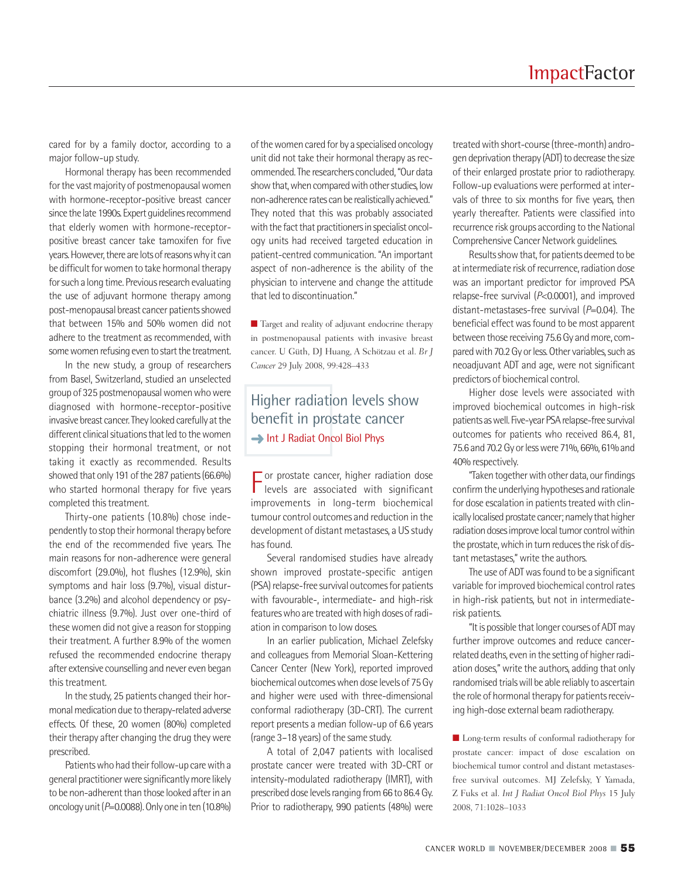cared for by a family doctor, according to a major follow-up study.

Hormonal therapy has been recommended for the vast majority of postmenopausal women with hormone-receptor-positive breast cancer since the late 1990s. Expert guidelines recommend that elderly women with hormone-receptor-positive breast cancer take tamoxifen for five years. However, there are lots of reasons why it can be difficult for women to take hormonal therapy for such a long time. Previous research evaluating the use of adjuvant hormone therapy among post-menopausal breast cancer patients showed that between 15% and 50% women did not adhere to the treatment as recommended, with some women refusing even to start the treatment.

In the new study, a group of researchers from Basel, Switzerland, studied an unselected group of 325 postmenopausal women who were diagnosed with hormone-receptor-positive invasive breast cancer. They looked carefully at the different clinical situations that led to the women stopping their hormonal treatment, or not taking it exactly as recommended. Results showed that only 191 of the 287 patients (66.6%) who started hormonal therapy for five years completed this treatment.

Thirty-one patients (10.8%) chose independently to stop their hormonal therapy before the end of the recommended five years. The main reasons for non-adherence were general discomfort (29.0%), hot flushes (12.9%), skin symptoms and hair loss (9.7%), visual disturbance (3.2%) and alcohol dependency or psychiatric illness (9.7%). Just over one-third of these women did not give a reason for stopping their treatment. A further 8.9% of the women refused the recommended endocrine therapy after extensive counselling and never even began this treatment.

In the study, 25 patients changed their hormonal medication due to therapy-related adverse effects. Of these, 20 women (80%) completed their therapy after changing the drug they were prescribed.

Patients who had their follow-up care with a general practitioner were significantly more likely to be non-adherent than those looked after in an oncology unit ($P$=0.0088). Only one in ten (10.8%) of the women cared for by a specialised oncology unit did not take their hormonal therapy as recommended. The researchers concluded, "Our data show that, when compared with other studies, low non-adherence rates can be realistically achieved." They noted that this was probably associated with the fact that practitioners in specialist oncology units had received targeted education in patient-centred communication. "An important aspect of non-adherence is the ability of the physician to intervene and change the attitude that led to discontinuation."

■ Target and reality of adjuvant endocrine therapy in postmenopausal patients with invasive breast cancer. U Güth, DJ Huang, A Schötzau et al. *Br J Cancer* 29 July 2008, 99:428–433

## Higher radiation levels show benefit in prostate cancer

➜ Int J Radiat Oncol Biol Phys

For prostate cancer, higher radiation dose levels are associated with significant improvements in long-term biochemical tumour control outcomes and reduction in the development of distant metastases, a US study has found.

Several randomised studies have already shown improved prostate-specific antigen (PSA) relapse-free survival outcomes for patients with favourable-, intermediate- and high-risk features who are treated with high doses of radiation in comparison to low doses.

In an earlier publication, Michael Zelefsky and colleagues from Memorial Sloan-Kettering Cancer Center (New York), reported improved biochemical outcomes when dose levels of 75 Gy and higher were used with three-dimensional conformal radiotherapy (3D-CRT). The current report presents a median follow-up of 6.6 years (range 3–18 years) of the same study.

A total of 2,047 patients with localised prostate cancer were treated with 3D-CRT or intensity-modulated radiotherapy (IMRT), with prescribed dose levels ranging from 66 to 86.4 Gy. Prior to radiotherapy, 990 patients (48%) were treated with short-course (three-month) androgen deprivation therapy (ADT) to decrease the size of their enlarged prostate prior to radiotherapy. Follow-up evaluations were performed at intervals of three to six months for five years, then yearly thereafter. Patients were classified into recurrence risk groups according to the National Comprehensive Cancer Network guidelines.

Results show that, for patients deemed to be at intermediate risk of recurrence, radiation dose was an important predictor for improved PSA relapse-free survival ($P$<0.0001), and improved distant-metastases-free survival ($P$=0.04). The beneficial effect was found to be most apparent between those receiving 75.6 Gy and more, compared with 70.2 Gy or less. Other variables, such as neoadjuvant ADT and age, were not significant predictors of biochemical control.

Higher dose levels were associated with improved biochemical outcomes in high-risk patients as well. Five-year PSA relapse-free survival outcomes for patients who received 86.4, 81, 75.6 and 70.2 Gy or less were 71%, 66%, 61% and 40% respectively.

"Taken together with other data, our findings confirm the underlying hypotheses and rationale for dose escalation in patients treated with clinically localised prostate cancer; namely that higher radiation doses improve local tumor control within the prostate, which in turn reduces the risk of distant metastases," write the authors.

The use of ADT was found to be a significant variable for improved biochemical control rates in high-risk patients, but not in intermediate-risk patients.

"It is possible that longer courses of ADT may further improve outcomes and reduce cancer-related deaths, even in the setting of higher radiation doses," write the authors, adding that only randomised trials will be able reliably to ascertain the role of hormonal therapy for patients receiving high-dose external beam radiotherapy.

■ Long-term results of conformal radiotherapy for prostate cancer: impact of dose escalation on biochemical tumor control and distant metastases-free survival outcomes. MJ Zelefsky, Y Yamada, Z Fuks et al. *Int J Radiat Oncol Biol Phys* 15 July 2008, 71:1028–1033